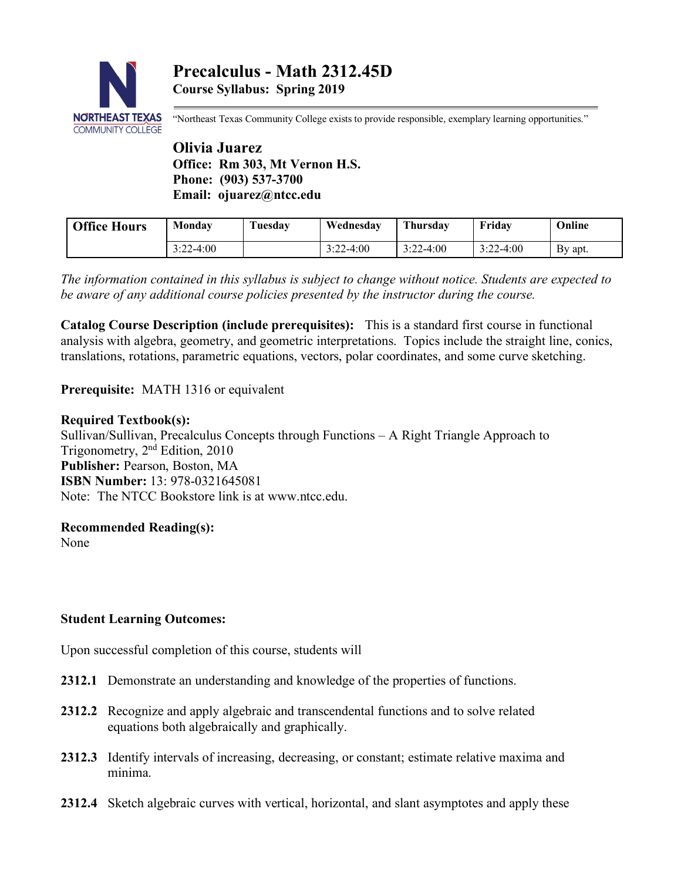# Precalculus - Math 2312.45D

**Course Syllabus: Spring 2019**

"Northeast Texas Community College exists to provide responsible, exemplary learning opportunities."

**Olivia Juarez**
**Office: Rm 303, Mt Vernon H.S.**
**Phone: (903) 537-3700**
**Email: ojuarez@ntcc.edu**

| Office Hours | Monday | Tuesday | Wednesday | Thursday | Friday | Online |
|---|---|---|---|---|---|---|
| | 3:22-4:00 | | 3:22-4:00 | 3:22-4:00 | 3:22-4:00 | By apt. |

*The information contained in this syllabus is subject to change without notice. Students are expected to be aware of any additional course policies presented by the instructor during the course.*

**Catalog Course Description (include prerequisites):** This is a standard first course in functional analysis with algebra, geometry, and geometric interpretations. Topics include the straight line, conics, translations, rotations, parametric equations, vectors, polar coordinates, and some curve sketching.

**Prerequisite:** MATH 1316 or equivalent

**Required Textbook(s):**
Sullivan/Sullivan, Precalculus Concepts through Functions – A Right Triangle Approach to Trigonometry, 2nd Edition, 2010
**Publisher:** Pearson, Boston, MA
**ISBN Number:** 13: 978-0321645081
Note: The NTCC Bookstore link is at www.ntcc.edu.

**Recommended Reading(s):**
None

**Student Learning Outcomes:**

Upon successful completion of this course, students will

**2312.1** Demonstrate an understanding and knowledge of the properties of functions.

**2312.2** Recognize and apply algebraic and transcendental functions and to solve related equations both algebraically and graphically.

**2312.3** Identify intervals of increasing, decreasing, or constant; estimate relative maxima and minima.

**2312.4** Sketch algebraic curves with vertical, horizontal, and slant asymptotes and apply these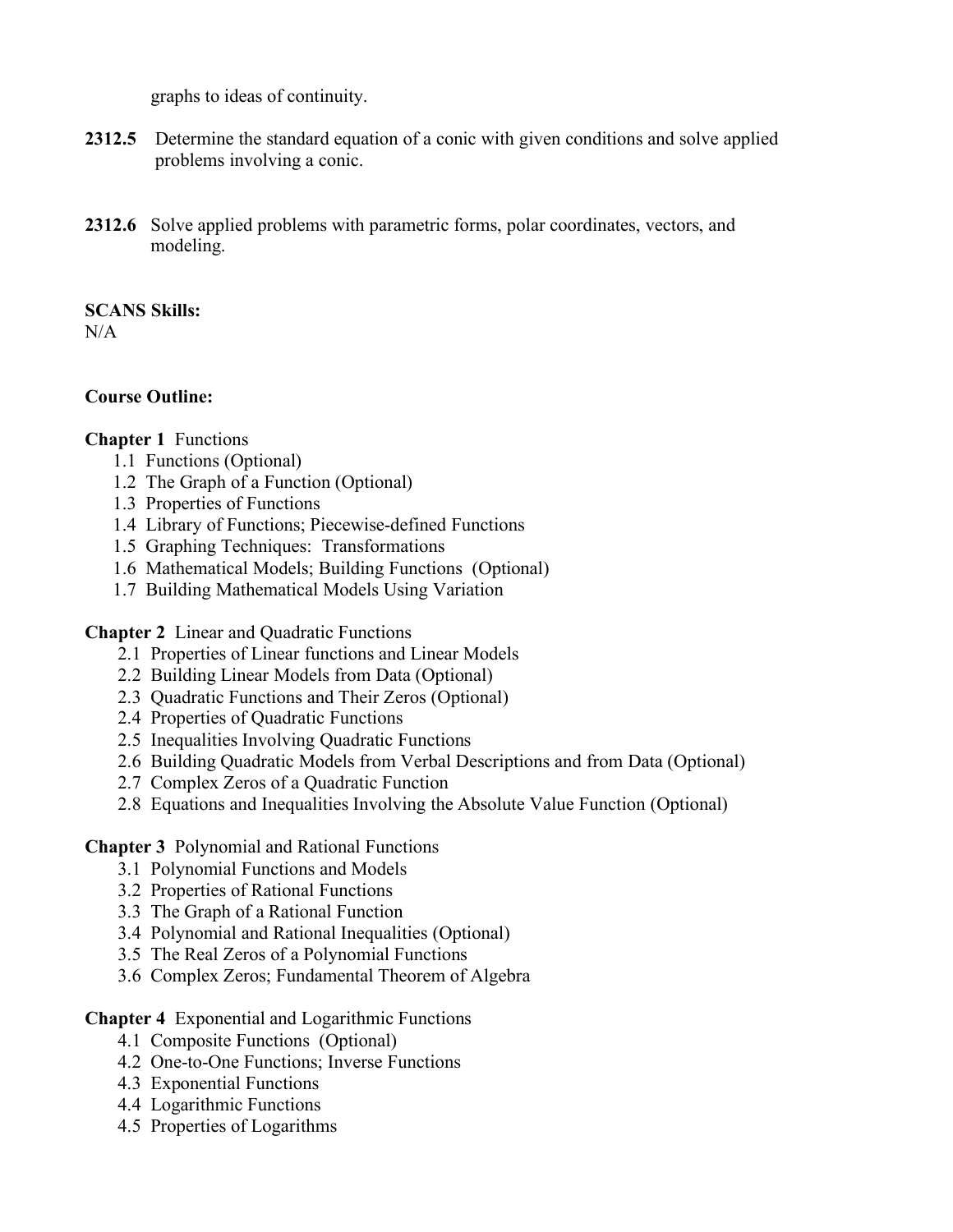graphs to ideas of continuity.

**2312.5** Determine the standard equation of a conic with given conditions and solve applied problems involving a conic.

**2312.6** Solve applied problems with parametric forms, polar coordinates, vectors, and modeling.

**SCANS Skills:**
N/A

**Course Outline:**

**Chapter 1** Functions

- 1.1 Functions (Optional)
- 1.2 The Graph of a Function (Optional)
- 1.3 Properties of Functions
- 1.4 Library of Functions; Piecewise-defined Functions
- 1.5 Graphing Techniques: Transformations
- 1.6 Mathematical Models; Building Functions (Optional)
- 1.7 Building Mathematical Models Using Variation

**Chapter 2** Linear and Quadratic Functions

- 2.1 Properties of Linear functions and Linear Models
- 2.2 Building Linear Models from Data (Optional)
- 2.3 Quadratic Functions and Their Zeros (Optional)
- 2.4 Properties of Quadratic Functions
- 2.5 Inequalities Involving Quadratic Functions
- 2.6 Building Quadratic Models from Verbal Descriptions and from Data (Optional)
- 2.7 Complex Zeros of a Quadratic Function
- 2.8 Equations and Inequalities Involving the Absolute Value Function (Optional)

**Chapter 3** Polynomial and Rational Functions

- 3.1 Polynomial Functions and Models
- 3.2 Properties of Rational Functions
- 3.3 The Graph of a Rational Function
- 3.4 Polynomial and Rational Inequalities (Optional)
- 3.5 The Real Zeros of a Polynomial Functions
- 3.6 Complex Zeros; Fundamental Theorem of Algebra

**Chapter 4** Exponential and Logarithmic Functions

- 4.1 Composite Functions (Optional)
- 4.2 One-to-One Functions; Inverse Functions
- 4.3 Exponential Functions
- 4.4 Logarithmic Functions
- 4.5 Properties of Logarithms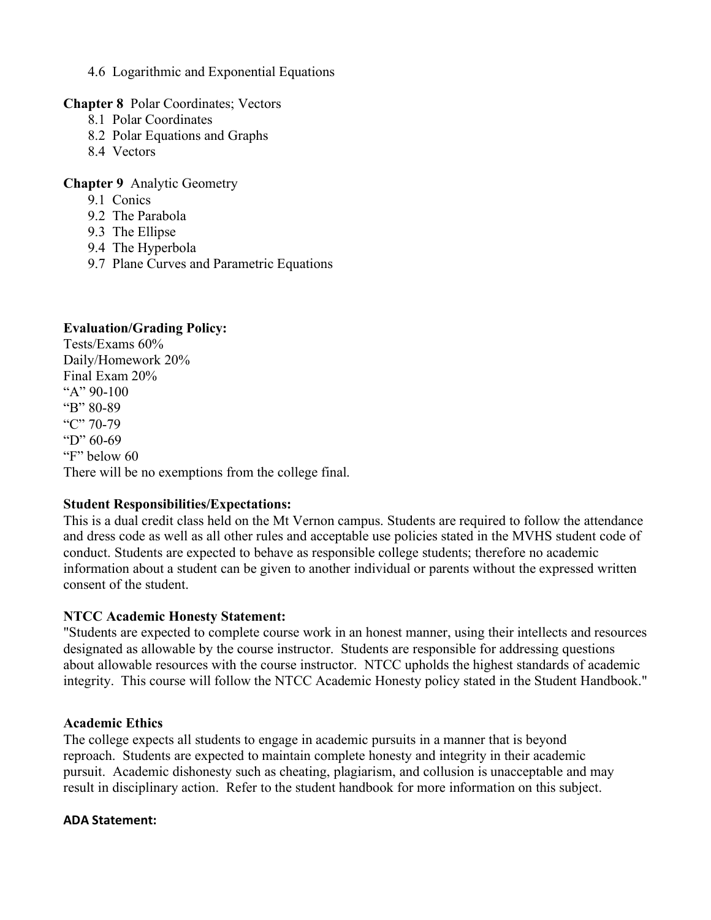- 4.6 Logarithmic and Exponential Equations

**Chapter 8** Polar Coordinates; Vectors

- 8.1 Polar Coordinates
- 8.2 Polar Equations and Graphs
- 8.4 Vectors

**Chapter 9** Analytic Geometry

- 9.1 Conics
- 9.2 The Parabola
- 9.3 The Ellipse
- 9.4 The Hyperbola
- 9.7 Plane Curves and Parametric Equations

**Evaluation/Grading Policy:**

Tests/Exams 60%
Daily/Homework 20%
Final Exam 20%
"A" 90-100
"B" 80-89
"C" 70-79
"D" 60-69
"F" below 60
There will be no exemptions from the college final.

**Student Responsibilities/Expectations:**

This is a dual credit class held on the Mt Vernon campus. Students are required to follow the attendance and dress code as well as all other rules and acceptable use policies stated in the MVHS student code of conduct. Students are expected to behave as responsible college students; therefore no academic information about a student can be given to another individual or parents without the expressed written consent of the student.

**NTCC Academic Honesty Statement:**

"Students are expected to complete course work in an honest manner, using their intellects and resources designated as allowable by the course instructor. Students are responsible for addressing questions about allowable resources with the course instructor. NTCC upholds the highest standards of academic integrity. This course will follow the NTCC Academic Honesty policy stated in the Student Handbook."

**Academic Ethics**

The college expects all students to engage in academic pursuits in a manner that is beyond reproach. Students are expected to maintain complete honesty and integrity in their academic pursuit. Academic dishonesty such as cheating, plagiarism, and collusion is unacceptable and may result in disciplinary action. Refer to the student handbook for more information on this subject.

**ADA Statement:**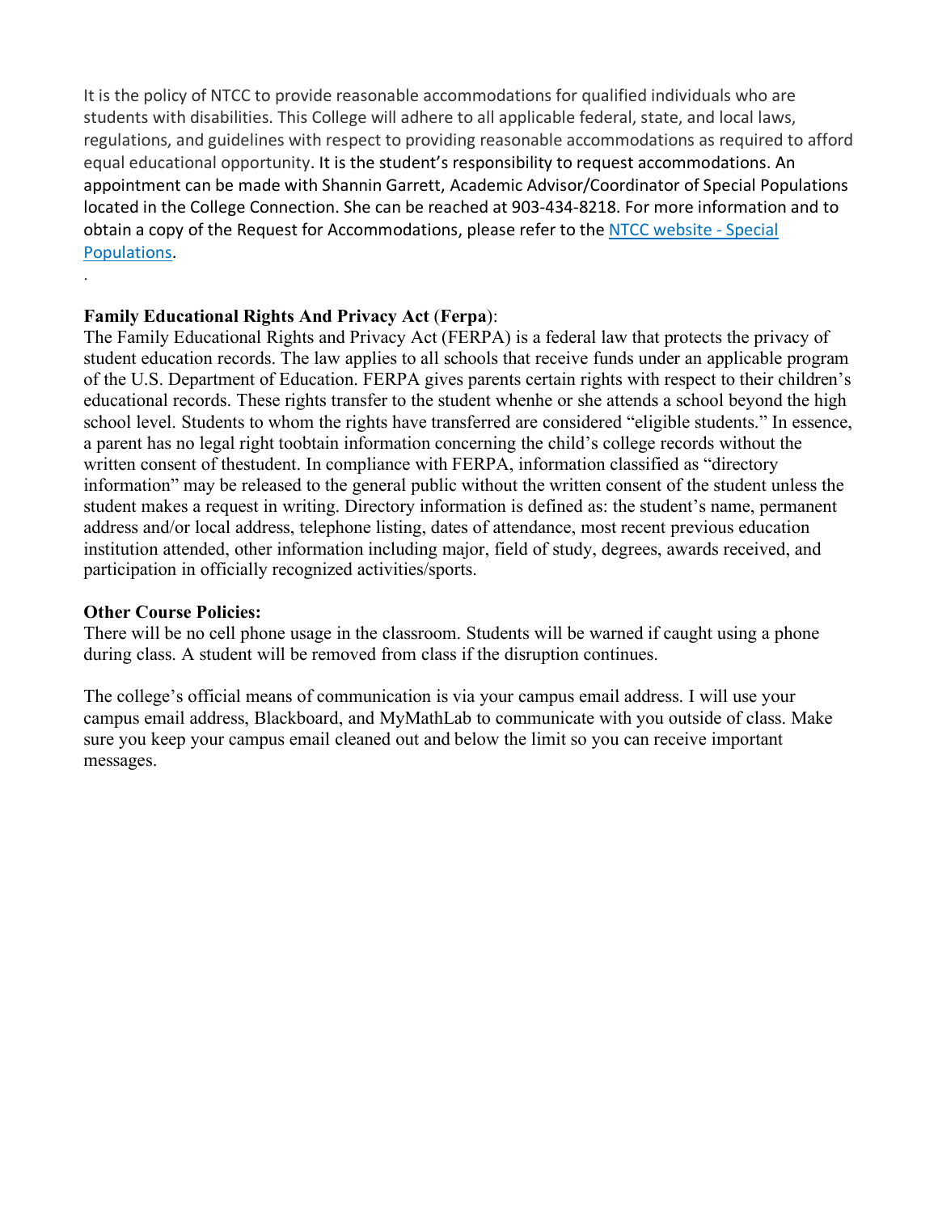It is the policy of NTCC to provide reasonable accommodations for qualified individuals who are students with disabilities. This College will adhere to all applicable federal, state, and local laws, regulations, and guidelines with respect to providing reasonable accommodations as required to afford equal educational opportunity. It is the student's responsibility to request accommodations. An appointment can be made with Shannin Garrett, Academic Advisor/Coordinator of Special Populations located in the College Connection. She can be reached at 903-434-8218. For more information and to obtain a copy of the Request for Accommodations, please refer to the NTCC website - Special Populations.

.

**Family Educational Rights And Privacy Act (Ferpa)**:

The Family Educational Rights and Privacy Act (FERPA) is a federal law that protects the privacy of student education records. The law applies to all schools that receive funds under an applicable program of the U.S. Department of Education. FERPA gives parents certain rights with respect to their children's educational records. These rights transfer to the student whenhe or she attends a school beyond the high school level. Students to whom the rights have transferred are considered "eligible students." In essence, a parent has no legal right toobtain information concerning the child's college records without the written consent of thestudent. In compliance with FERPA, information classified as "directory information" may be released to the general public without the written consent of the student unless the student makes a request in writing. Directory information is defined as: the student's name, permanent address and/or local address, telephone listing, dates of attendance, most recent previous education institution attended, other information including major, field of study, degrees, awards received, and participation in officially recognized activities/sports.

**Other Course Policies:**

There will be no cell phone usage in the classroom. Students will be warned if caught using a phone during class. A student will be removed from class if the disruption continues.

The college's official means of communication is via your campus email address. I will use your campus email address, Blackboard, and MyMathLab to communicate with you outside of class. Make sure you keep your campus email cleaned out and below the limit so you can receive important messages.